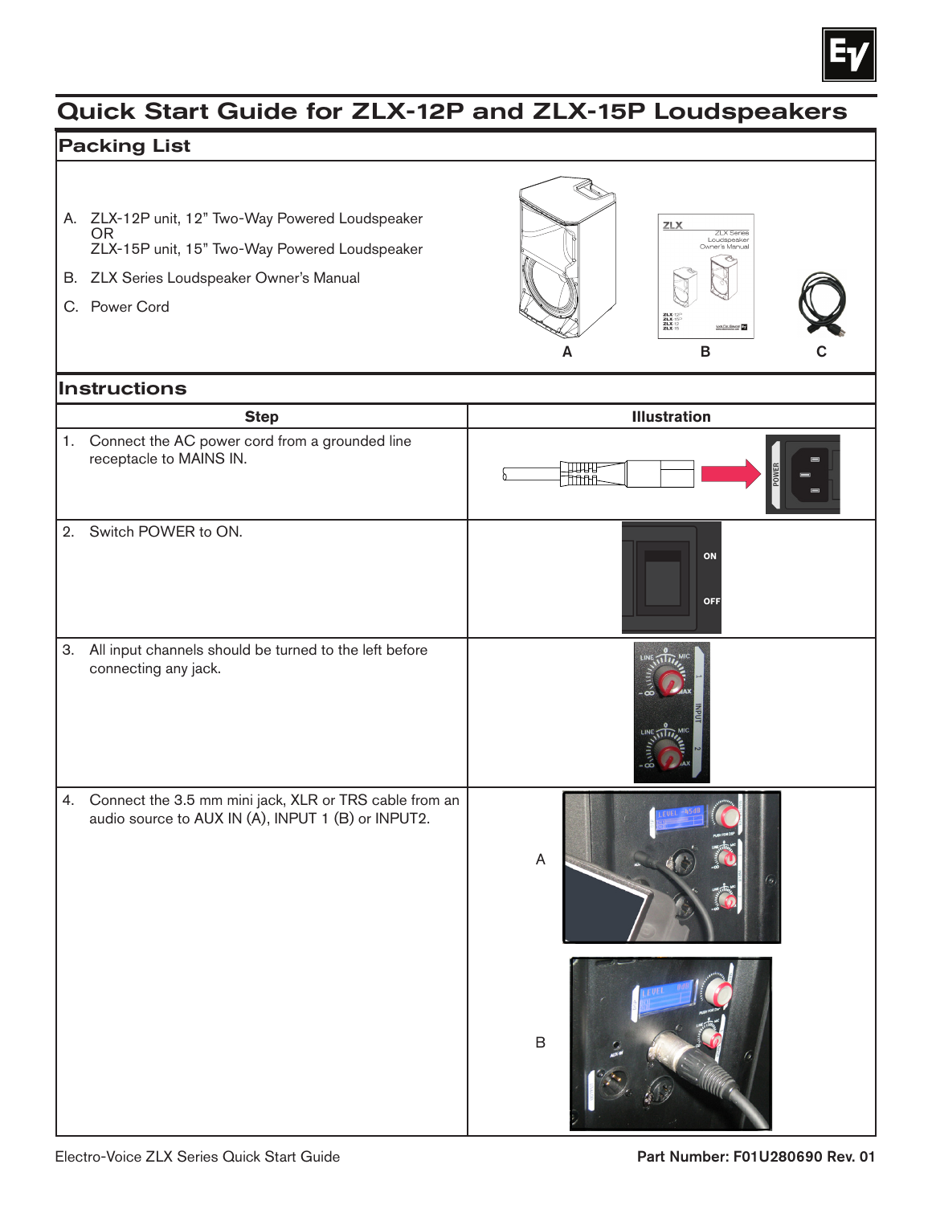# Quick Start Guide for ZLX-12P and ZLX-15P Loudspeakers

## Packing List

A. ZLX-12P unit, 12" Two-Way Powered Loudspeaker
OR
ZLX-15P unit, 15" Two-Way Powered Loudspeaker

B. ZLX Series Loudspeaker Owner's Manual

C. Power Cord

## Instructions

| Step | Illustration |
|---|---|
| 1. Connect the AC power cord from a grounded line receptacle to MAINS IN. | |
| 2. Switch POWER to ON. | |
| 3. All input channels should be turned to the left before connecting any jack. | |
| 4. Connect the 3.5 mm mini jack, XLR or TRS cable from an audio source to AUX IN (A), INPUT 1 (B) or INPUT2. | A<br>B |

Electro-Voice ZLX Series Quick Start Guide

**Part Number: F01U280690 Rev. 01**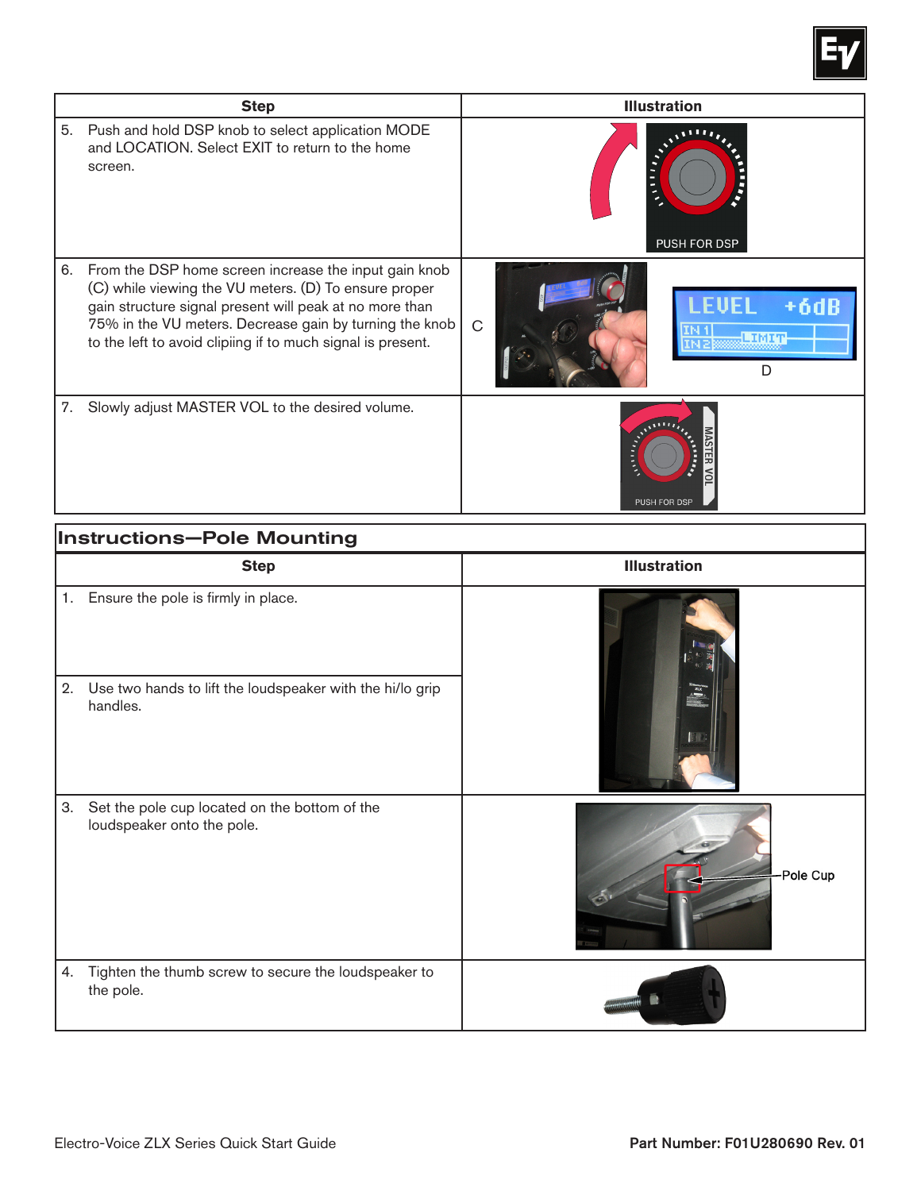| Step | Illustration |
|---|---|
| 5. Push and hold DSP knob to select application MODE and LOCATION. Select EXIT to return to the home screen. | PUSH FOR DSP |
| 6. From the DSP home screen increase the input gain knob (C) while viewing the VU meters. (D) To ensure proper gain structure signal present will peak at no more than 75% in the VU meters. Decrease gain by turning the knob to the left to avoid clipiing if to much signal is present. | C<br>LEVEL +6dB<br>IN 1<br>IN 2<br>LIMIT<br>D |
| 7. Slowly adjust MASTER VOL to the desired volume. | MASTER VOL<br>PUSH FOR DSP |

## Instructions—Pole Mounting

| Step | Illustration |
|---|---|
| 1. Ensure the pole is firmly in place. | |
| 2. Use two hands to lift the loudspeaker with the hi/lo grip handles. | |
| 3. Set the pole cup located on the bottom of the loudspeaker onto the pole. | Pole Cup |
| 4. Tighten the thumb screw to secure the loudspeaker to the pole. | |

Electro-Voice ZLX Series Quick Start Guide

**Part Number: F01U280690 Rev. 01**